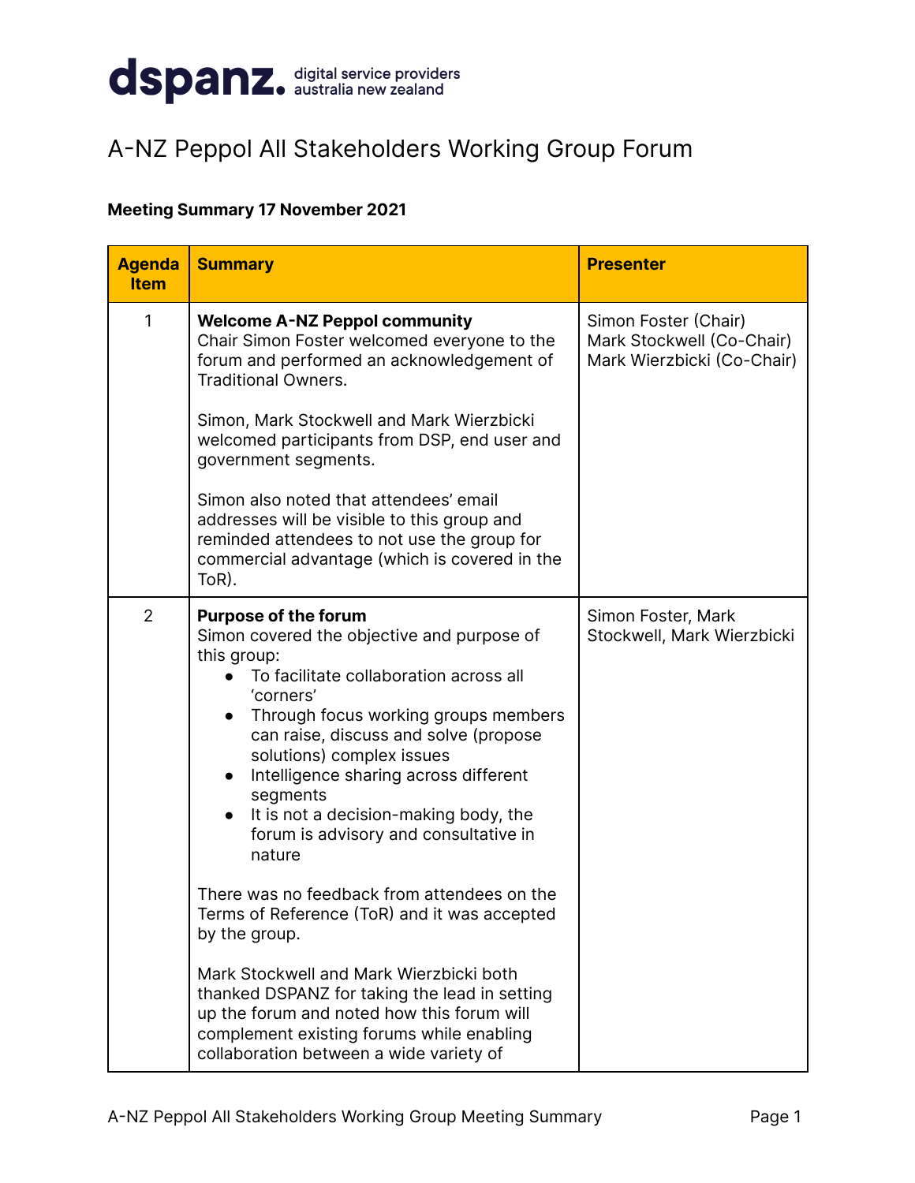**dspanz.** digital service providers australia new zealand

# A-NZ Peppol All Stakeholders Working Group Forum

**Meeting Summary 17 November 2021**

| Agenda Item | Summary | Presenter |
|---|---|---|
| 1 | **Welcome A-NZ Peppol community**<br>Chair Simon Foster welcomed everyone to the forum and performed an acknowledgement of Traditional Owners.<br><br>Simon, Mark Stockwell and Mark Wierzbicki welcomed participants from DSP, end user and government segments.<br><br>Simon also noted that attendees' email addresses will be visible to this group and reminded attendees to not use the group for commercial advantage (which is covered in the ToR). | Simon Foster (Chair)<br>Mark Stockwell (Co-Chair)<br>Mark Wierzbicki (Co-Chair) |
| 2 | **Purpose of the forum**<br>Simon covered the objective and purpose of this group:<br>• To facilitate collaboration across all 'corners'<br>• Through focus working groups members can raise, discuss and solve (propose solutions) complex issues<br>• Intelligence sharing across different segments<br>• It is not a decision-making body, the forum is advisory and consultative in nature<br><br>There was no feedback from attendees on the Terms of Reference (ToR) and it was accepted by the group.<br><br>Mark Stockwell and Mark Wierzbicki both thanked DSPANZ for taking the lead in setting up the forum and noted how this forum will complement existing forums while enabling collaboration between a wide variety of | Simon Foster, Mark Stockwell, Mark Wierzbicki |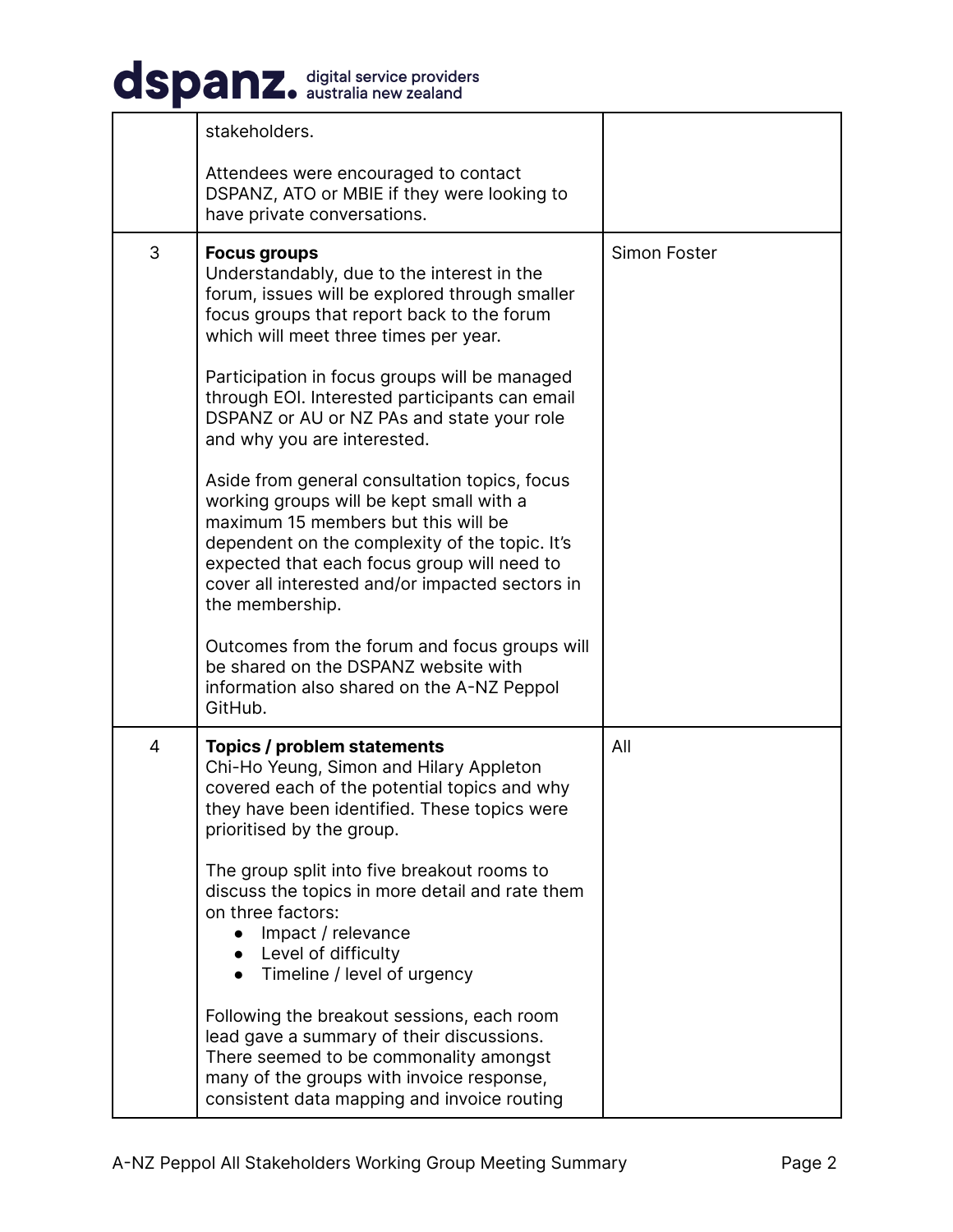| | | |
|---|---|---|
| | stakeholders.<br><br>Attendees were encouraged to contact DSPANZ, ATO or MBIE if they were looking to have private conversations. | |
| 3 | **Focus groups**<br>Understandably, due to the interest in the forum, issues will be explored through smaller focus groups that report back to the forum which will meet three times per year.<br><br>Participation in focus groups will be managed through EOI. Interested participants can email DSPANZ or AU or NZ PAs and state your role and why you are interested.<br><br>Aside from general consultation topics, focus working groups will be kept small with a maximum 15 members but this will be dependent on the complexity of the topic. It's expected that each focus group will need to cover all interested and/or impacted sectors in the membership.<br><br>Outcomes from the forum and focus groups will be shared on the DSPANZ website with information also shared on the A-NZ Peppol GitHub. | Simon Foster |
| 4 | **Topics / problem statements**<br>Chi-Ho Yeung, Simon and Hilary Appleton covered each of the potential topics and why they have been identified. These topics were prioritised by the group.<br><br>The group split into five breakout rooms to discuss the topics in more detail and rate them on three factors:<br>• Impact / relevance<br>• Level of difficulty<br>• Timeline / level of urgency<br><br>Following the breakout sessions, each room lead gave a summary of their discussions. There seemed to be commonality amongst many of the groups with invoice response, consistent data mapping and invoice routing | All |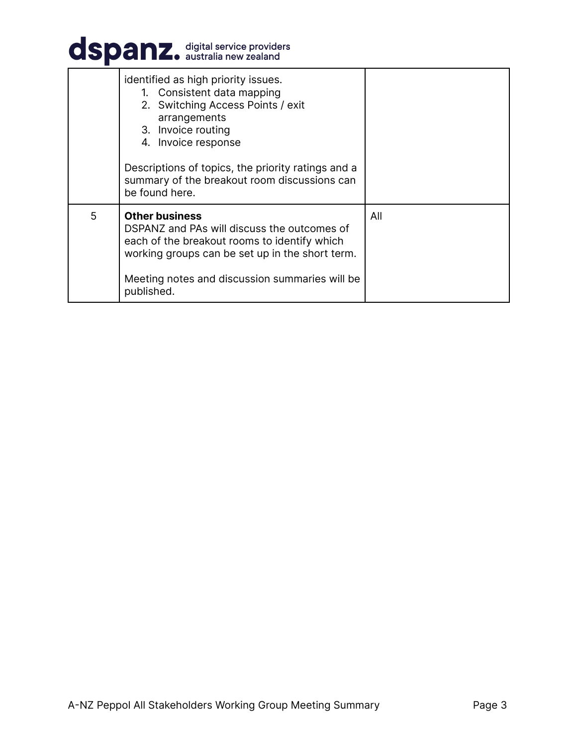| | | |
|---|---|---|
| | identified as high priority issues.<br>1. Consistent data mapping<br>2. Switching Access Points / exit arrangements<br>3. Invoice routing<br>4. Invoice response<br><br>Descriptions of topics, the priority ratings and a summary of the breakout room discussions can be found here. | |
| 5 | **Other business**<br>DSPANZ and PAs will discuss the outcomes of each of the breakout rooms to identify which working groups can be set up in the short term.<br><br>Meeting notes and discussion summaries will be published. | All |